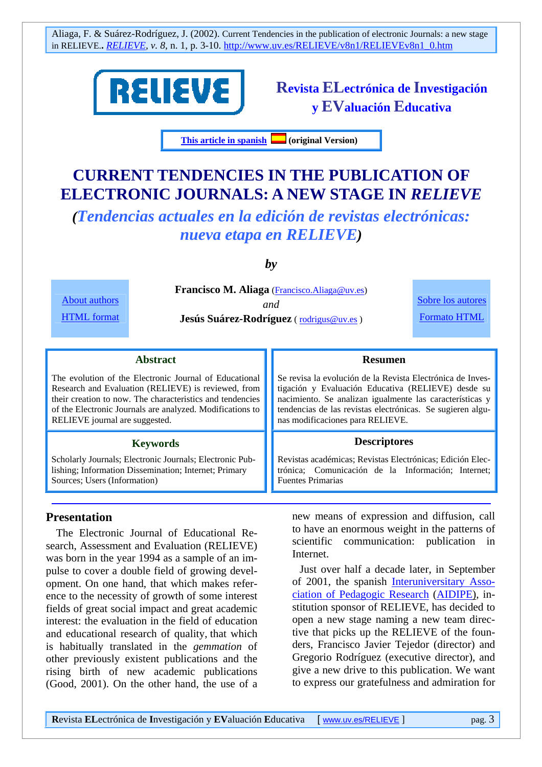Aliaga, F. & Suárez-Rodríguez, J. (2002). Current Tendencies in the publication of electronic Journals: a new stage in RELIEVE.. *RELIEVE*, *v. 8*, n. 1, p. 3-10. http://www.uv.es/RELIEVE/v8n1/RELIEVEv8n1_0.htm

RELIEVE

**Revista ELectrónica de Investigación y EValuación Educativa**

**This article in spanish (original Version)**

# CURRENT TENDENCIES IN THE PUBLICATION OF ELECTRONIC JOURNALS: A NEW STAGE IN *RELIEVE*

## *(Tendencias actuales en la edición de revistas electrónicas: nueva etapa en RELIEVE)*

*by*

**Francisco M. Aliaga** (Francisco.Aliaga@uv.es)
*and*
**Jesús Suárez-Rodríguez** ( rodrigus@uv.es )

About authors | HTML format

Sobre los autores | Formato HTML

### Abstract

The evolution of the Electronic Journal of Educational Research and Evaluation (RELIEVE) is reviewed, from their creation to now. The characteristics and tendencies of the Electronic Journals are analyzed. Modifications to RELIEVE journal are suggested.

### Keywords

Scholarly Journals; Electronic Journals; Electronic Publishing; Information Dissemination; Internet; Primary Sources; Users (Information)

### Resumen

Se revisa la evolución de la Revista Electrónica de Investigación y Evaluación Educativa (RELIEVE) desde su nacimiento. Se analizan igualmente las características y tendencias de las revistas electrónicas. Se sugieren algunas modificaciones para RELIEVE.

### Descriptores

Revistas académicas; Revistas Electrónicas; Edición Electrónica; Comunicación de la Información; Internet; Fuentes Primarias

## Presentation

The Electronic Journal of Educational Research, Assessment and Evaluation (RELIEVE) was born in the year 1994 as a sample of an impulse to cover a double field of growing development. On one hand, that which makes reference to the necessity of growth of some interest fields of great social impact and great academic interest: the evaluation in the field of education and educational research of quality, that which is habitually translated in the *gemmation* of other previously existent publications and the rising birth of new academic publications (Good, 2001). On the other hand, the use of a new means of expression and diffusion, call to have an enormous weight in the patterns of scientific communication: publication in Internet.

Just over half a decade later, in September of 2001, the spanish Interuniversitary Association of Pedagogic Research (AIDIPE), institution sponsor of RELIEVE, has decided to open a new stage naming a new team directive that picks up the RELIEVE of the founders, Francisco Javier Tejedor (director) and Gregorio Rodríguez (executive director), and give a new drive to this publication. We want to express our gratefulness and admiration for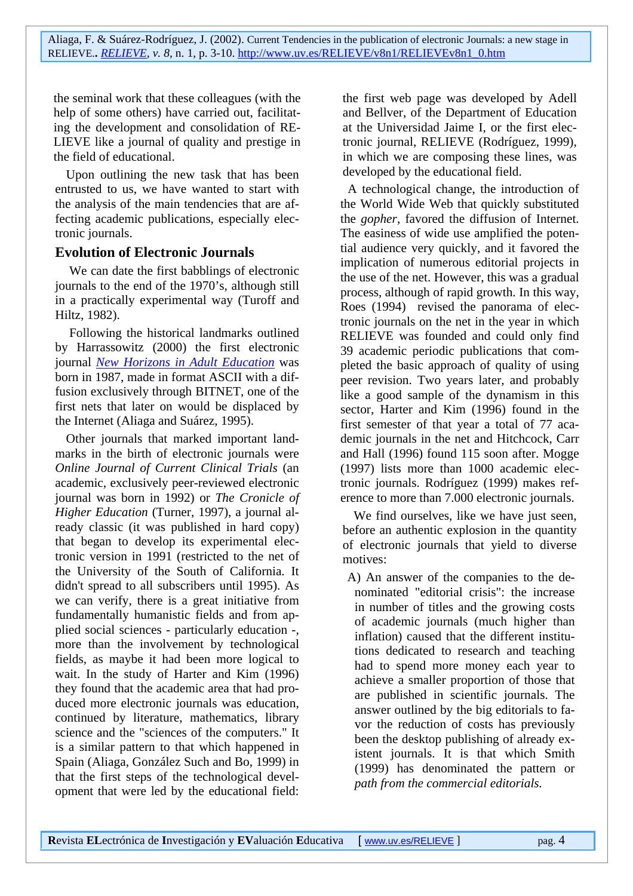the seminal work that these colleagues (with the help of some others) have carried out, facilitating the development and consolidation of RELIEVE like a journal of quality and prestige in the field of educational.

Upon outlining the new task that has been entrusted to us, we have wanted to start with the analysis of the main tendencies that are affecting academic publications, especially electronic journals.

## Evolution of Electronic Journals

We can date the first babblings of electronic journals to the end of the 1970's, although still in a practically experimental way (Turoff and Hiltz, 1982).

Following the historical landmarks outlined by Harrassowitz (2000) the first electronic journal *New Horizons in Adult Education* was born in 1987, made in format ASCII with a diffusion exclusively through BITNET, one of the first nets that later on would be displaced by the Internet (Aliaga and Suárez, 1995).

Other journals that marked important landmarks in the birth of electronic journals were *Online Journal of Current Clinical Trials* (an academic, exclusively peer-reviewed electronic journal was born in 1992) or *The Cronicle of Higher Education* (Turner, 1997), a journal already classic (it was published in hard copy) that began to develop its experimental electronic version in 1991 (restricted to the net of the University of the South of California. It didn't spread to all subscribers until 1995). As we can verify, there is a great initiative from fundamentally humanistic fields and from applied social sciences - particularly education -, more than the involvement by technological fields, as maybe it had been more logical to wait. In the study of Harter and Kim (1996) they found that the academic area that had produced more electronic journals was education, continued by literature, mathematics, library science and the "sciences of the computers." It is a similar pattern to that which happened in Spain (Aliaga, González Such and Bo, 1999) in that the first steps of the technological development that were led by the educational field: the first web page was developed by Adell and Bellver, of the Department of Education at the Universidad Jaime I, or the first electronic journal, RELIEVE (Rodríguez, 1999), in which we are composing these lines, was developed by the educational field.

A technological change, the introduction of the World Wide Web that quickly substituted the *gopher*, favored the diffusion of Internet. The easiness of wide use amplified the potential audience very quickly, and it favored the implication of numerous editorial projects in the use of the net. However, this was a gradual process, although of rapid growth. In this way, Roes (1994) revised the panorama of electronic journals on the net in the year in which RELIEVE was founded and could only find 39 academic periodic publications that completed the basic approach of quality of using peer revision. Two years later, and probably like a good sample of the dynamism in this sector, Harter and Kim (1996) found in the first semester of that year a total of 77 academic journals in the net and Hitchcock, Carr and Hall (1996) found 115 soon after. Mogge (1997) lists more than 1000 academic electronic journals. Rodríguez (1999) makes reference to more than 7.000 electronic journals.

We find ourselves, like we have just seen, before an authentic explosion in the quantity of electronic journals that yield to diverse motives:

A) An answer of the companies to the denominated "editorial crisis": the increase in number of titles and the growing costs of academic journals (much higher than inflation) caused that the different institutions dedicated to research and teaching had to spend more money each year to achieve a smaller proportion of those that are published in scientific journals. The answer outlined by the big editorials to favor the reduction of costs has previously been the desktop publishing of already existent journals. It is that which Smith (1999) has denominated the pattern or *path from the commercial editorials.*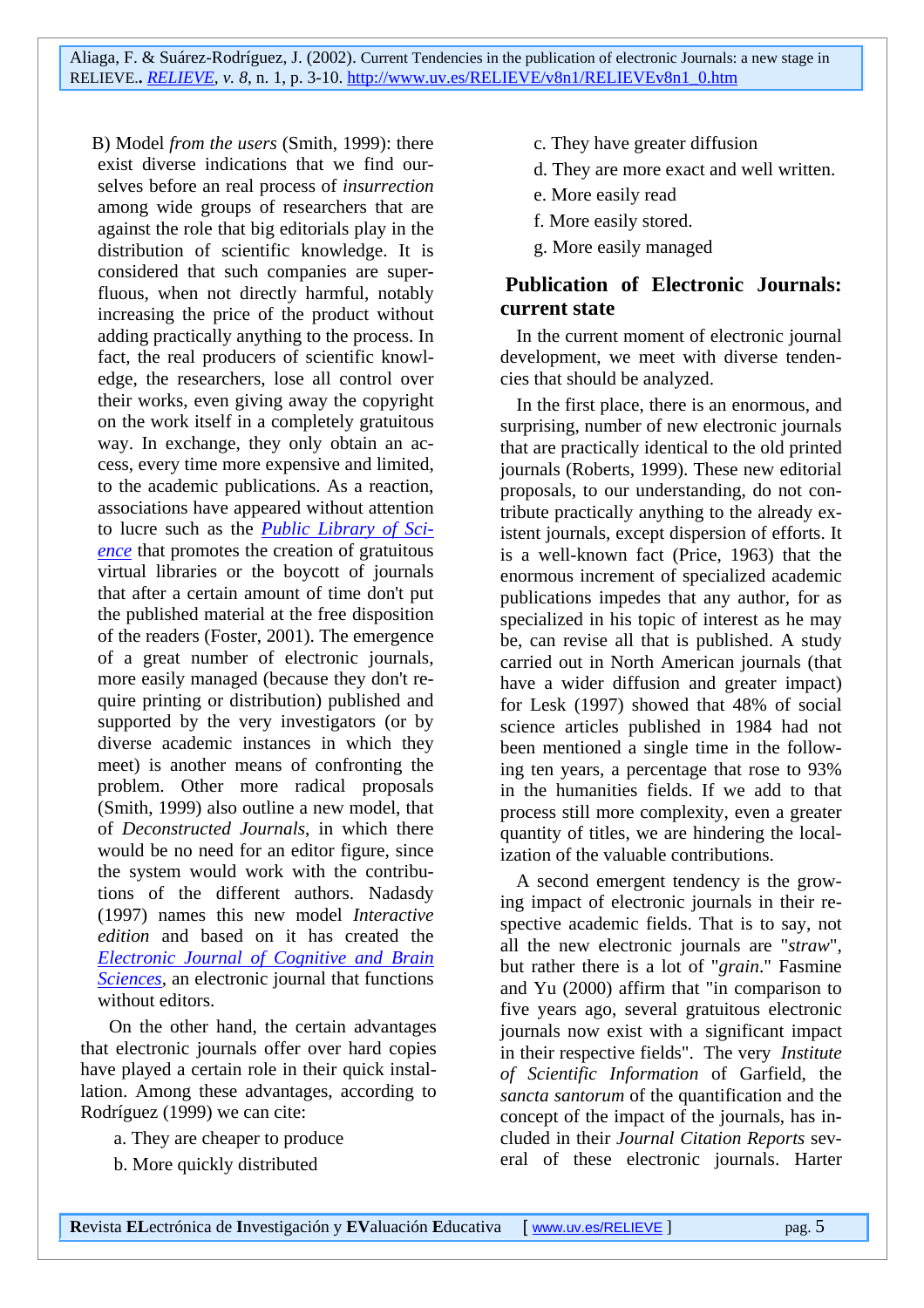B) Model *from the users* (Smith, 1999): there exist diverse indications that we find ourselves before an real process of *insurrection* among wide groups of researchers that are against the role that big editorials play in the distribution of scientific knowledge. It is considered that such companies are superfluous, when not directly harmful, notably increasing the price of the product without adding practically anything to the process. In fact, the real producers of scientific knowledge, the researchers, lose all control over their works, even giving away the copyright on the work itself in a completely gratuitous way. In exchange, they only obtain an access, every time more expensive and limited, to the academic publications. As a reaction, associations have appeared without attention to lucre such as the Public Library of Science that promotes the creation of gratuitous virtual libraries or the boycott of journals that after a certain amount of time don't put the published material at the free disposition of the readers (Foster, 2001). The emergence of a great number of electronic journals, more easily managed (because they don't require printing or distribution) published and supported by the very investigators (or by diverse academic instances in which they meet) is another means of confronting the problem. Other more radical proposals (Smith, 1999) also outline a new model, that of *Deconstructed Journals*, in which there would be no need for an editor figure, since the system would work with the contributions of the different authors. Nadasdy (1997) names this new model *Interactive edition* and based on it has created the Electronic Journal of Cognitive and Brain Sciences, an electronic journal that functions without editors.

On the other hand, the certain advantages that electronic journals offer over hard copies have played a certain role in their quick installation. Among these advantages, according to Rodríguez (1999) we can cite:

a. They are cheaper to produce

b. More quickly distributed

c. They have greater diffusion

d. They are more exact and well written.

e. More easily read

f. More easily stored.

g. More easily managed

## Publication of Electronic Journals: current state

In the current moment of electronic journal development, we meet with diverse tendencies that should be analyzed.

In the first place, there is an enormous, and surprising, number of new electronic journals that are practically identical to the old printed journals (Roberts, 1999). These new editorial proposals, to our understanding, do not contribute practically anything to the already existent journals, except dispersion of efforts. It is a well-known fact (Price, 1963) that the enormous increment of specialized academic publications impedes that any author, for as specialized in his topic of interest as he may be, can revise all that is published. A study carried out in North American journals (that have a wider diffusion and greater impact) for Lesk (1997) showed that 48% of social science articles published in 1984 had not been mentioned a single time in the following ten years, a percentage that rose to 93% in the humanities fields. If we add to that process still more complexity, even a greater quantity of titles, we are hindering the localization of the valuable contributions.

A second emergent tendency is the growing impact of electronic journals in their respective academic fields. That is to say, not all the new electronic journals are "*straw*", but rather there is a lot of "*grain*." Fasmine and Yu (2000) affirm that "in comparison to five years ago, several gratuitous electronic journals now exist with a significant impact in their respective fields". The very *Institute of Scientific Information* of Garfield, the *sancta santorum* of the quantification and the concept of the impact of the journals, has included in their *Journal Citation Reports* several of these electronic journals. Harter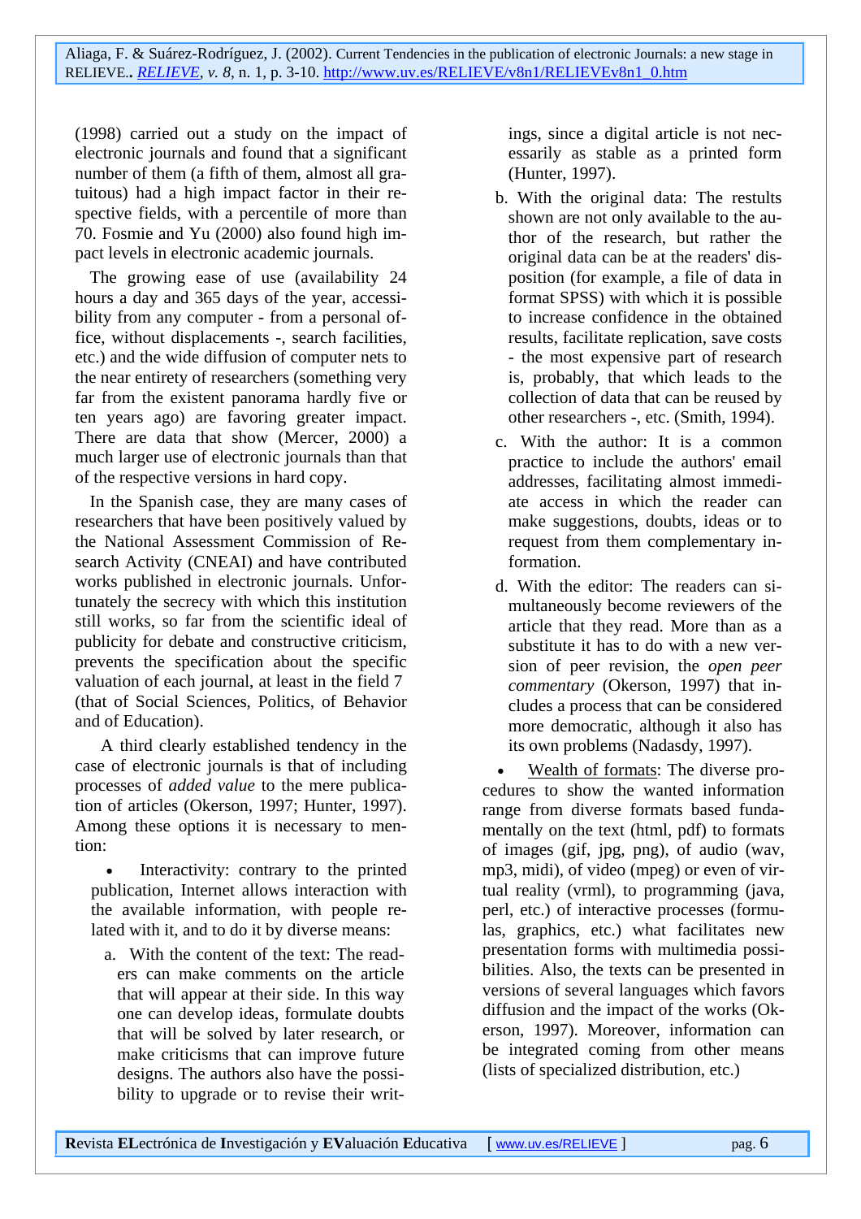(1998) carried out a study on the impact of electronic journals and found that a significant number of them (a fifth of them, almost all gratuitous) had a high impact factor in their respective fields, with a percentile of more than 70. Fosmie and Yu (2000) also found high impact levels in electronic academic journals.

The growing ease of use (availability 24 hours a day and 365 days of the year, accessibility from any computer - from a personal office, without displacements -, search facilities, etc.) and the wide diffusion of computer nets to the near entirety of researchers (something very far from the existent panorama hardly five or ten years ago) are favoring greater impact. There are data that show (Mercer, 2000) a much larger use of electronic journals than that of the respective versions in hard copy.

In the Spanish case, they are many cases of researchers that have been positively valued by the National Assessment Commission of Research Activity (CNEAI) and have contributed works published in electronic journals. Unfortunately the secrecy with which this institution still works, so far from the scientific ideal of publicity for debate and constructive criticism, prevents the specification about the specific valuation of each journal, at least in the field 7 (that of Social Sciences, Politics, of Behavior and of Education).

A third clearly established tendency in the case of electronic journals is that of including processes of *added value* to the mere publication of articles (Okerson, 1997; Hunter, 1997). Among these options it is necessary to mention:

- Interactivity: contrary to the printed publication, Internet allows interaction with the available information, with people related with it, and to do it by diverse means:

  a. With the content of the text: The readers can make comments on the article that will appear at their side. In this way one can develop ideas, formulate doubts that will be solved by later research, or make criticisms that can improve future designs. The authors also have the possibility to upgrade or to revise their writings, since a digital article is not necessarily as stable as a printed form (Hunter, 1997).

  b. With the original data: The restults shown are not only available to the author of the research, but rather the original data can be at the readers' disposition (for example, a file of data in format SPSS) with which it is possible to increase confidence in the obtained results, facilitate replication, save costs - the most expensive part of research is, probably, that which leads to the collection of data that can be reused by other researchers -, etc. (Smith, 1994).

  c. With the author: It is a common practice to include the authors' email addresses, facilitating almost immediate access in which the reader can make suggestions, doubts, ideas or to request from them complementary information.

  d. With the editor: The readers can simultaneously become reviewers of the article that they read. More than as a substitute it has to do with a new version of peer revision, the *open peer commentary* (Okerson, 1997) that includes a process that can be considered more democratic, although it also has its own problems (Nadasdy, 1997).

- Wealth of formats: The diverse procedures to show the wanted information range from diverse formats based fundamentally on the text (html, pdf) to formats of images (gif, jpg, png), of audio (wav, mp3, midi), of video (mpeg) or even of virtual reality (vrml), to programming (java, perl, etc.) of interactive processes (formulas, graphics, etc.) what facilitates new presentation forms with multimedia possibilities. Also, the texts can be presented in versions of several languages which favors diffusion and the impact of the works (Okerson, 1997). Moreover, information can be integrated coming from other means (lists of specialized distribution, etc.)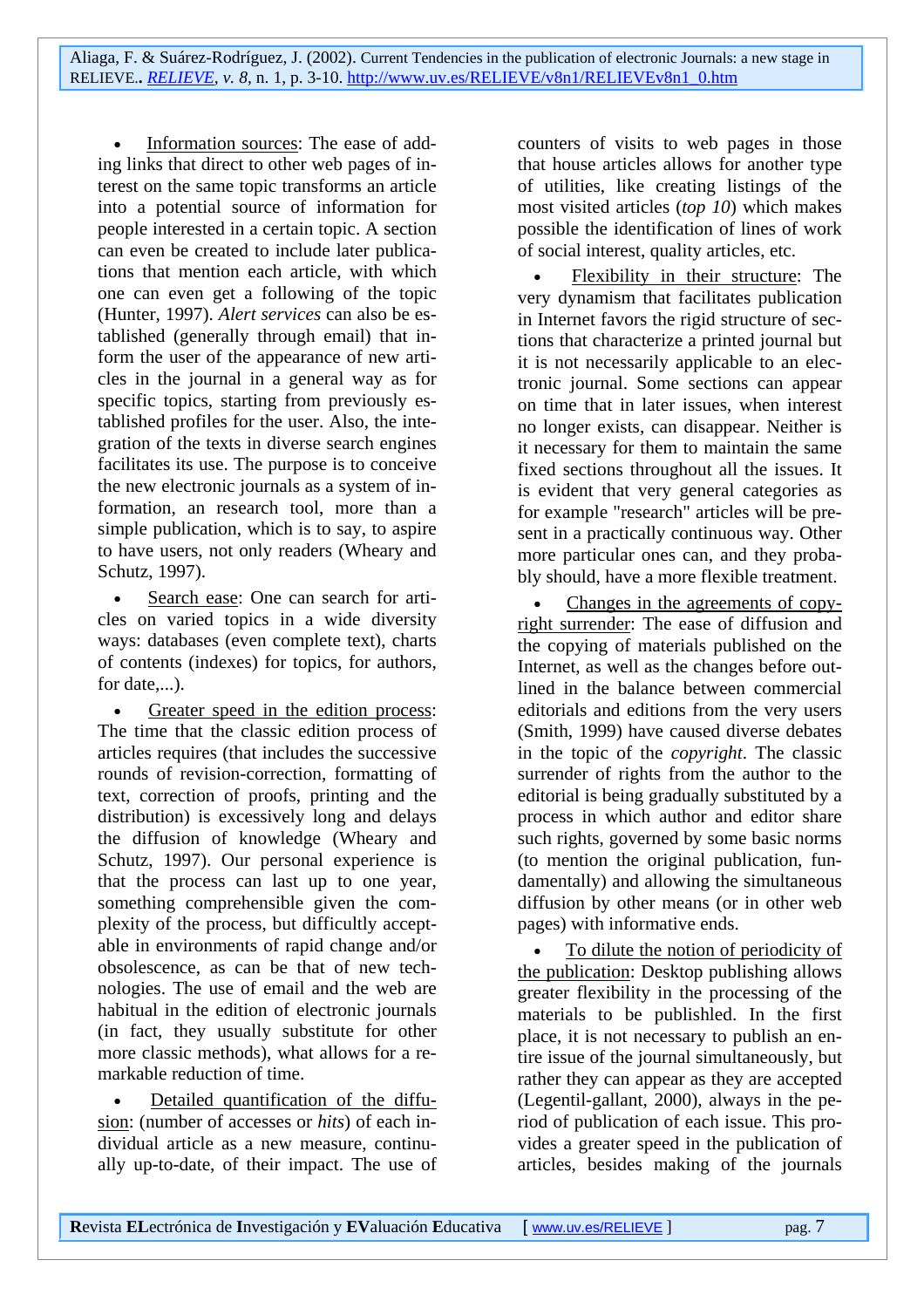- <u>Information sources</u>: The ease of adding links that direct to other web pages of interest on the same topic transforms an article into a potential source of information for people interested in a certain topic. A section can even be created to include later publications that mention each article, with which one can even get a following of the topic (Hunter, 1997). *Alert services* can also be established (generally through email) that inform the user of the appearance of new articles in the journal in a general way as for specific topics, starting from previously established profiles for the user. Also, the integration of the texts in diverse search engines facilitates its use. The purpose is to conceive the new electronic journals as a system of information, an research tool, more than a simple publication, which is to say, to aspire to have users, not only readers (Wheary and Schutz, 1997).

- <u>Search ease</u>: One can search for articles on varied topics in a wide diversity ways: databases (even complete text), charts of contents (indexes) for topics, for authors, for date,...).

- <u>Greater speed in the edition process</u>: The time that the classic edition process of articles requires (that includes the successive rounds of revision-correction, formatting of text, correction of proofs, printing and the distribution) is excessively long and delays the diffusion of knowledge (Wheary and Schutz, 1997). Our personal experience is that the process can last up to one year, something comprehensible given the complexity of the process, but difficultly acceptable in environments of rapid change and/or obsolescence, as can be that of new technologies. The use of email and the web are habitual in the edition of electronic journals (in fact, they usually substitute for other more classic methods), what allows for a remarkable reduction of time.

- <u>Detailed quantification of the diffusion</u>: (number of accesses or *hits*) of each individual article as a new measure, continually up-to-date, of their impact. The use of counters of visits to web pages in those that house articles allows for another type of utilities, like creating listings of the most visited articles (*top 10*) which makes possible the identification of lines of work of social interest, quality articles, etc.

- <u>Flexibility in their structure</u>: The very dynamism that facilitates publication in Internet favors the rigid structure of sections that characterize a printed journal but it is not necessarily applicable to an electronic journal. Some sections can appear on time that in later issues, when interest no longer exists, can disappear. Neither is it necessary for them to maintain the same fixed sections throughout all the issues. It is evident that very general categories as for example "research" articles will be present in a practically continuous way. Other more particular ones can, and they probably should, have a more flexible treatment.

- <u>Changes in the agreements of copyright surrender</u>: The ease of diffusion and the copying of materials published on the Internet, as well as the changes before outlined in the balance between commercial editorials and editions from the very users (Smith, 1999) have caused diverse debates in the topic of the *copyright*. The classic surrender of rights from the author to the editorial is being gradually substituted by a process in which author and editor share such rights, governed by some basic norms (to mention the original publication, fundamentally) and allowing the simultaneous diffusion by other means (or in other web pages) with informative ends.

- <u>To dilute the notion of periodicity of the publication</u>: Desktop publishing allows greater flexibility in the processing of the materials to be published. In the first place, it is not necessary to publish an entire issue of the journal simultaneously, but rather they can appear as they are accepted (Legentil-gallant, 2000), always in the period of publication of each issue. This provides a greater speed in the publication of articles, besides making of the journals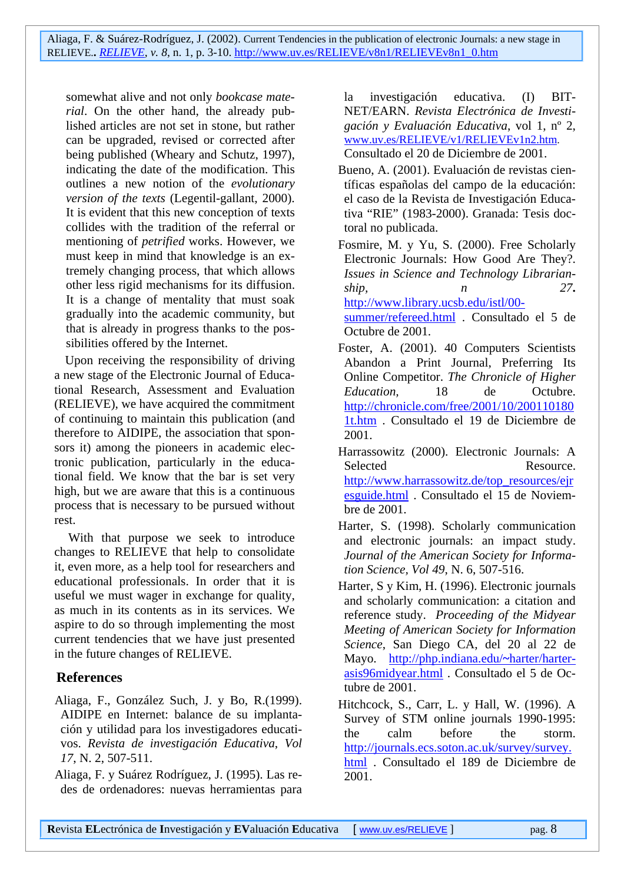somewhat alive and not only *bookcase material*. On the other hand, the already published articles are not set in stone, but rather can be upgraded, revised or corrected after being published (Wheary and Schutz, 1997), indicating the date of the modification. This outlines a new notion of the *evolutionary version of the texts* (Legentil-gallant, 2000). It is evident that this new conception of texts collides with the tradition of the referral or mentioning of *petrified* works. However, we must keep in mind that knowledge is an extremely changing process, that which allows other less rigid mechanisms for its diffusion. It is a change of mentality that must soak gradually into the academic community, but that is already in progress thanks to the possibilities offered by the Internet.

Upon receiving the responsibility of driving a new stage of the Electronic Journal of Educational Research, Assessment and Evaluation (RELIEVE), we have acquired the commitment of continuing to maintain this publication (and therefore to AIDIPE, the association that sponsors it) among the pioneers in academic electronic publication, particularly in the educational field. We know that the bar is set very high, but we are aware that this is a continuous process that is necessary to be pursued without rest.

With that purpose we seek to introduce changes to RELIEVE that help to consolidate it, even more, as a help tool for researchers and educational professionals. In order that it is useful we must wager in exchange for quality, as much in its contents as in its services. We aspire to do so through implementing the most current tendencies that we have just presented in the future changes of RELIEVE.

## References

Aliaga, F., González Such, J. y Bo, R.(1999). AIDIPE en Internet: balance de su implantación y utilidad para los investigadores educativos. *Revista de investigación Educativa*, *Vol 17*, N. 2, 507-511.

Aliaga, F. y Suárez Rodríguez, J. (1995). Las redes de ordenadores: nuevas herramientas para la investigación educativa. (I) BITNET/EARN. *Revista Electrónica de Investigación y Evaluación Educativa*, vol 1, nº 2, www.uv.es/RELIEVE/v1/RELIEVEv1n2.htm. Consultado el 20 de Diciembre de 2001.

Bueno, A. (2001). Evaluación de revistas científicas españolas del campo de la educación: el caso de la Revista de Investigación Educativa "RIE" (1983-2000). Granada: Tesis doctoral no publicada.

Fosmire, M. y Yu, S. (2000). Free Scholarly Electronic Journals: How Good Are They?. *Issues in Science and Technology Librarianship, n 27.* http://www.library.ucsb.edu/istl/00-summer/refereed.html . Consultado el 5 de Octubre de 2001.

Foster, A. (2001). 40 Computers Scientists Abandon a Print Journal, Preferring Its Online Competitor. *The Chronicle of Higher Education,* 18 de Octubre. http://chronicle.com/free/2001/10/2001101801t.htm . Consultado el 19 de Diciembre de 2001.

Harrassowitz (2000). Electronic Journals: A Selected Resource. http://www.harrassowitz.de/top_resources/ejresguide.html . Consultado el 15 de Noviembre de 2001.

Harter, S. (1998). Scholarly communication and electronic journals: an impact study. *Journal of the American Society for Information Science*, *Vol 49*, N. 6, 507-516.

Harter, S y Kim, H. (1996). Electronic journals and scholarly communication: a citation and reference study. *Proceeding of the Midyear Meeting of American Society for Information Science*, San Diego CA, del 20 al 22 de Mayo. http://php.indiana.edu/~harter/harter-asis96midyear.html . Consultado el 5 de Octubre de 2001.

Hitchcock, S., Carr, L. y Hall, W. (1996). A Survey of STM online journals 1990-1995: the calm before the storm. http://journals.ecs.soton.ac.uk/survey/survey.html . Consultado el 189 de Diciembre de 2001.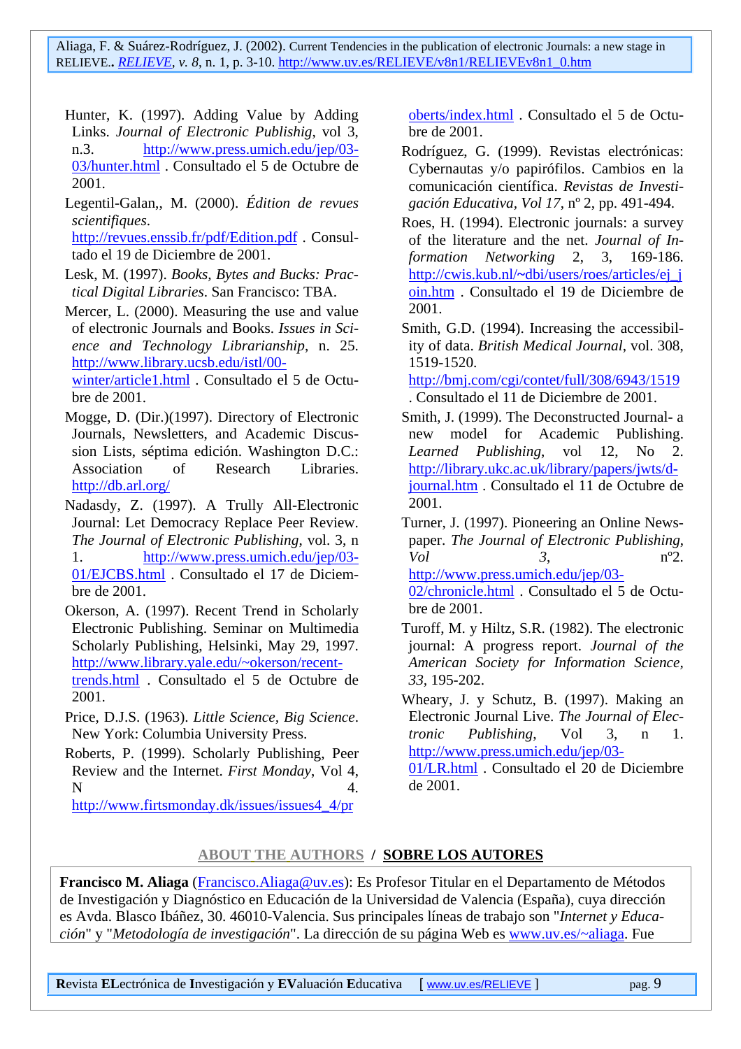Hunter, K. (1997). Adding Value by Adding Links. *Journal of Electronic Publishing*, vol 3, n.3. http://www.press.umich.edu/jep/03-03/hunter.html . Consultado el 5 de Octubre de 2001.

Legentil-Galan,, M. (2000). *Édition de revues scientifiques*. http://revues.enssib.fr/pdf/Edition.pdf . Consultado el 19 de Diciembre de 2001.

Lesk, M. (1997). *Books, Bytes and Bucks: Practical Digital Libraries*. San Francisco: TBA.

Mercer, L. (2000). Measuring the use and value of electronic Journals and Books. *Issues in Science and Technology Librarianship*, n. 25. http://www.library.ucsb.edu/istl/00-winter/article1.html . Consultado el 5 de Octubre de 2001.

Mogge, D. (Dir.)(1997). Directory of Electronic Journals, Newsletters, and Academic Discussion Lists, séptima edición. Washington D.C.: Association of Research Libraries. http://db.arl.org/

Nadasdy, Z. (1997). A Trully All-Electronic Journal: Let Democracy Replace Peer Review. *The Journal of Electronic Publishing*, vol. 3, n 1. http://www.press.umich.edu/jep/03-01/EJCBS.html . Consultado el 17 de Diciembre de 2001.

Okerson, A. (1997). Recent Trend in Scholarly Electronic Publishing. Seminar on Multimedia Scholarly Publishing, Helsinki, May 29, 1997. http://www.library.yale.edu/~okerson/recent-trends.html . Consultado el 5 de Octubre de 2001.

Price, D.J.S. (1963). *Little Science, Big Science*. New York: Columbia University Press.

Roberts, P. (1999). Scholarly Publishing, Peer Review and the Internet. *First Monday*, Vol 4, N 4. http://www.firtsmonday.dk/issues/issues4_4/roberts/index.html . Consultado el 5 de Octubre de 2001.

Rodríguez, G. (1999). Revistas electrónicas: Cybernautas y/o papirófilos. Cambios en la comunicación científica. *Revistas de Investigación Educativa*, *Vol 17*, nº 2, pp. 491-494.

Roes, H. (1994). Electronic journals: a survey of the literature and the net. *Journal of Information Networking* 2, 3, 169-186. http://cwis.kub.nl/~dbi/users/roes/articles/ej_join.htm . Consultado el 19 de Diciembre de 2001.

Smith, G.D. (1994). Increasing the accessibility of data. *British Medical Journal*, vol. 308, 1519-1520. http://bmj.com/cgi/contet/full/308/6943/1519 . Consultado el 11 de Diciembre de 2001.

Smith, J. (1999). The Deconstructed Journal- a new model for Academic Publishing. *Learned Publishing*, vol 12, No 2. http://library.ukc.ac.uk/library/papers/jwts/d-journal.htm . Consultado el 11 de Octubre de 2001.

Turner, J. (1997). Pioneering an Online Newspaper. *The Journal of Electronic Publishing*, *Vol 3*, nº2. http://www.press.umich.edu/jep/03-02/chronicle.html . Consultado el 5 de Octubre de 2001.

Turoff, M. y Hiltz, S.R. (1982). The electronic journal: A progress report. *Journal of the American Society for Information Science*, *33*, 195-202.

Wheary, J. y Schutz, B. (1997). Making an Electronic Journal Live. *The Journal of Electronic Publishing*, Vol 3, n 1. http://www.press.umich.edu/jep/03-01/LR.html . Consultado el 20 de Diciembre de 2001.

## ABOUT THE AUTHORS / SOBRE LOS AUTORES

**Francisco M. Aliaga** (Francisco.Aliaga@uv.es): Es Profesor Titular en el Departamento de Métodos de Investigación y Diagnóstico en Educación de la Universidad de Valencia (España), cuya dirección es Avda. Blasco Ibáñez, 30. 46010-Valencia. Sus principales líneas de trabajo son "*Internet y Educación*" y "*Metodología de investigación*". La dirección de su página Web es www.uv.es/~aliaga. Fue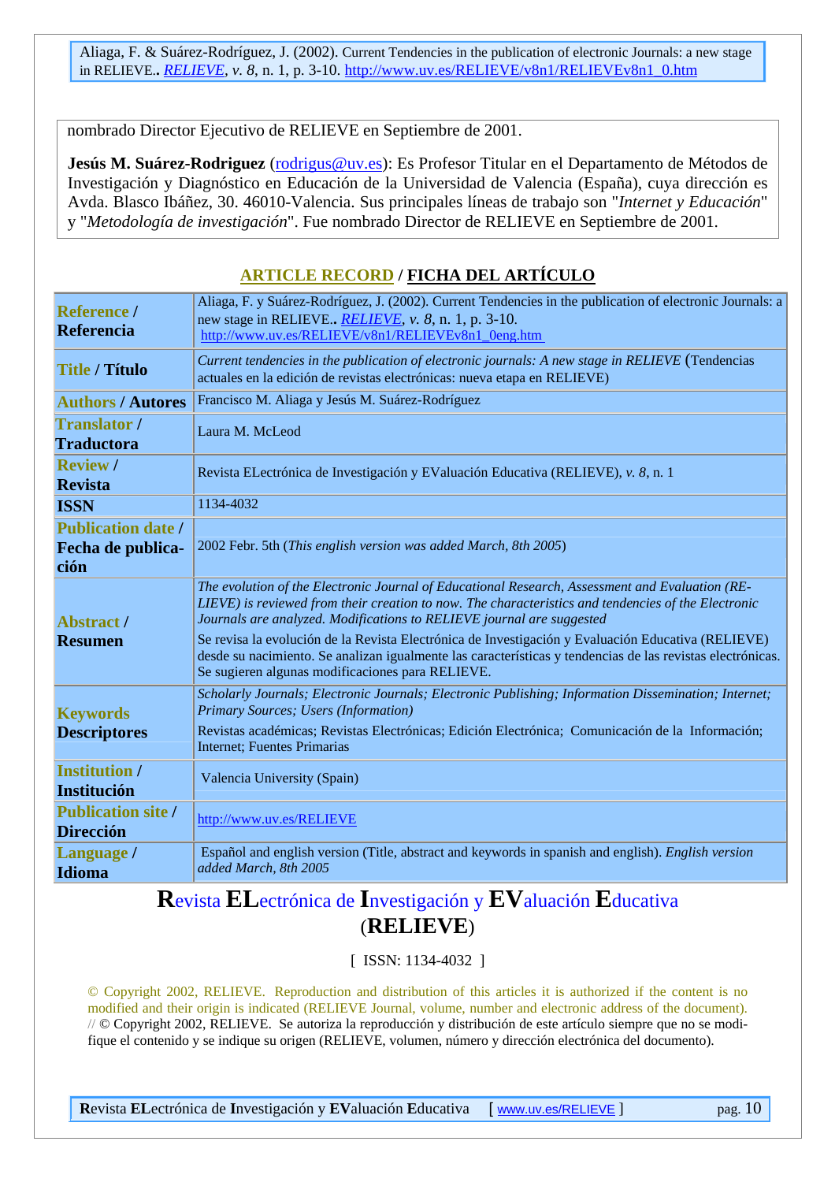nombrado Director Ejecutivo de RELIEVE en Septiembre de 2001.

**Jesús M. Suárez-Rodriguez** (rodrigus@uv.es): Es Profesor Titular en el Departamento de Métodos de Investigación y Diagnóstico en Educación de la Universidad de Valencia (España), cuya dirección es Avda. Blasco Ibáñez, 30. 46010-Valencia. Sus principales líneas de trabajo son "*Internet y Educación*" y "*Metodología de investigación*". Fue nombrado Director de RELIEVE en Septiembre de 2001.

## ARTICLE RECORD / FICHA DEL ARTÍCULO

| | |
|---|---|
| **Reference / Referencia** | Aliaga, F. y Suárez-Rodríguez, J. (2002). Current Tendencies in the publication of electronic Journals: a new stage in RELIEVE.**.** *RELIEVE*, *v. 8*, n. 1, p. 3-10. http://www.uv.es/RELIEVE/v8n1/RELIEVEv8n1_0eng.htm |
| **Title / Título** | *Current tendencies in the publication of electronic journals: A new stage in RELIEVE* (Tendencias actuales en la edición de revistas electrónicas: nueva etapa en RELIEVE) |
| **Authors / Autores** | Francisco M. Aliaga y Jesús M. Suárez-Rodríguez |
| **Translator / Traductora** | Laura M. McLeod |
| **Review / Revista** | Revista ELectrónica de Investigación y EValuación Educativa (RELIEVE), *v. 8*, n. 1 |
| **ISSN** | 1134-4032 |
| **Publication date / Fecha de publicación** | 2002 Febr. 5th (*This english version was added March, 8th 2005*) |
| **Abstract / Resumen** | *The evolution of the Electronic Journal of Educational Research, Assessment and Evaluation (RELIEVE) is reviewed from their creation to now. The characteristics and tendencies of the Electronic Journals are analyzed. Modifications to RELIEVE journal are suggested*<br><br>Se revisa la evolución de la Revista Electrónica de Investigación y Evaluación Educativa (RELIEVE) desde su nacimiento. Se analizan igualmente las características y tendencias de las revistas electrónicas. Se sugieren algunas modificaciones para RELIEVE. |
| **Keywords Descriptores** | *Scholarly Journals; Electronic Journals; Electronic Publishing; Information Dissemination; Internet; Primary Sources; Users (Information)*<br><br>Revistas académicas; Revistas Electrónicas; Edición Electrónica; Comunicación de la Información; Internet; Fuentes Primarias |
| **Institution / Institución** | Valencia University (Spain) |
| **Publication site / Dirección** | http://www.uv.es/RELIEVE |
| **Language / Idioma** | Español and english version (Title, abstract and keywords in spanish and english). *English version added March, 8th 2005* |

**R**evista **EL**ectrónica de **I**nvestigación y **EV**aluación **E**ducativa

(**RELIEVE**)

[ ISSN: 1134-4032 ]

© Copyright 2002, RELIEVE. Reproduction and distribution of this articles it is authorized if the content is no modified and their origin is indicated (RELIEVE Journal, volume, number and electronic address of the document). // © Copyright 2002, RELIEVE. Se autoriza la reproducción y distribución de este artículo siempre que no se modifique el contenido y se indique su origen (RELIEVE, volumen, número y dirección electrónica del documento).